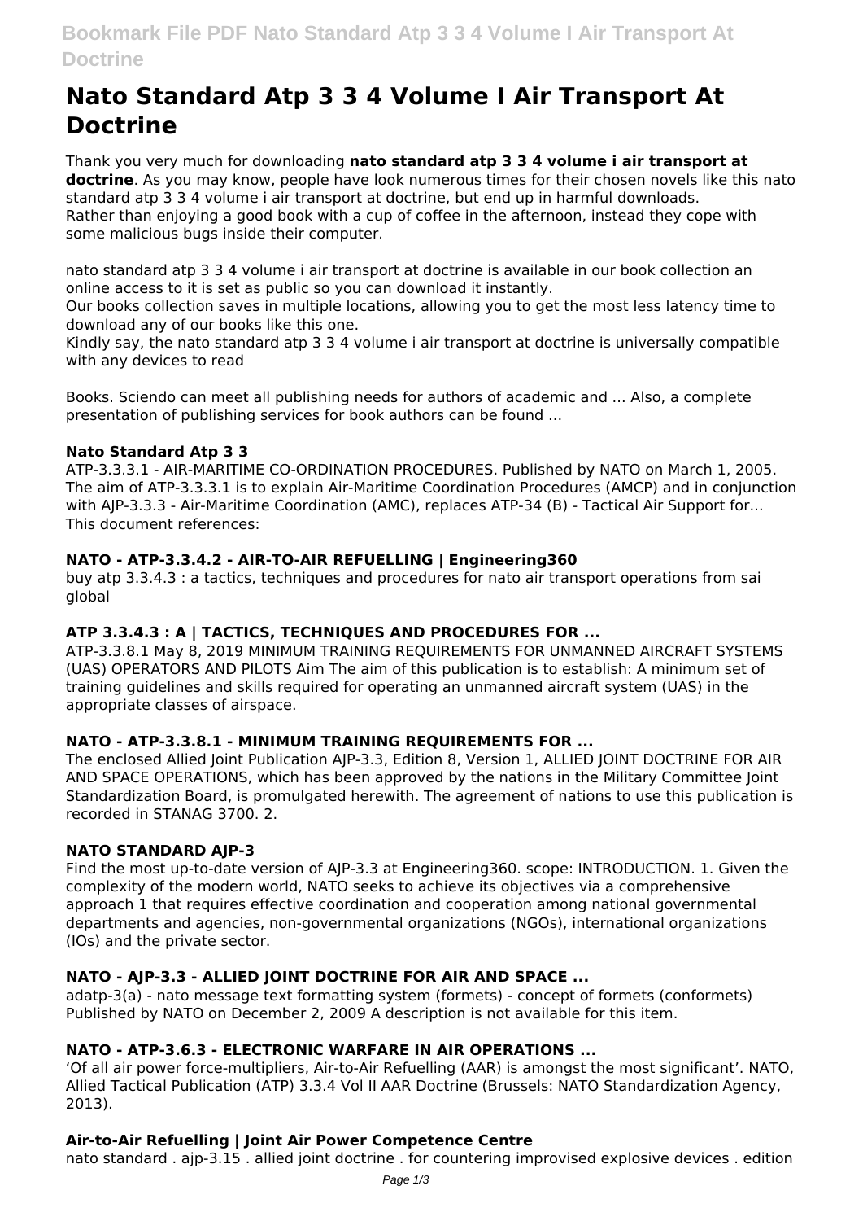# Nato Standard Atp 3 3 4 Volume I Air Transport At Doctrine

Thank you very much for downloading **nato standard atp 3 3 4 volume i air transport at doctrine**. As you may know, people have look numerous times for their chosen novels like this nato standard atp 3 3 4 volume i air transport at doctrine, but end up in harmful downloads.
Rather than enjoying a good book with a cup of coffee in the afternoon, instead they cope with some malicious bugs inside their computer.

nato standard atp 3 3 4 volume i air transport at doctrine is available in our book collection an online access to it is set as public so you can download it instantly.
Our books collection saves in multiple locations, allowing you to get the most less latency time to download any of our books like this one.
Kindly say, the nato standard atp 3 3 4 volume i air transport at doctrine is universally compatible with any devices to read

Books. Sciendo can meet all publishing needs for authors of academic and ... Also, a complete presentation of publishing services for book authors can be found ...

### Nato Standard Atp 3 3

ATP-3.3.3.1 - AIR-MARITIME CO-ORDINATION PROCEDURES. Published by NATO on March 1, 2005. The aim of ATP-3.3.3.1 is to explain Air-Maritime Coordination Procedures (AMCP) and in conjunction with AJP-3.3.3 - Air-Maritime Coordination (AMC), replaces ATP-34 (B) - Tactical Air Support for... This document references:

### NATO - ATP-3.3.4.2 - AIR-TO-AIR REFUELLING | Engineering360

buy atp 3.3.4.3 : a tactics, techniques and procedures for nato air transport operations from sai global

### ATP 3.3.4.3 : A | TACTICS, TECHNIQUES AND PROCEDURES FOR ...

ATP-3.3.8.1 May 8, 2019 MINIMUM TRAINING REQUIREMENTS FOR UNMANNED AIRCRAFT SYSTEMS (UAS) OPERATORS AND PILOTS Aim The aim of this publication is to establish: A minimum set of training guidelines and skills required for operating an unmanned aircraft system (UAS) in the appropriate classes of airspace.

### NATO - ATP-3.3.8.1 - MINIMUM TRAINING REQUIREMENTS FOR ...

The enclosed Allied Joint Publication AJP-3.3, Edition 8, Version 1, ALLIED JOINT DOCTRINE FOR AIR AND SPACE OPERATIONS, which has been approved by the nations in the Military Committee Joint Standardization Board, is promulgated herewith. The agreement of nations to use this publication is recorded in STANAG 3700. 2.

### NATO STANDARD AJP-3

Find the most up-to-date version of AJP-3.3 at Engineering360. scope: INTRODUCTION. 1. Given the complexity of the modern world, NATO seeks to achieve its objectives via a comprehensive approach 1 that requires effective coordination and cooperation among national governmental departments and agencies, non-governmental organizations (NGOs), international organizations (IOs) and the private sector.

### NATO - AJP-3.3 - ALLIED JOINT DOCTRINE FOR AIR AND SPACE ...

adatp-3(a) - nato message text formatting system (formets) - concept of formets (conformets) Published by NATO on December 2, 2009 A description is not available for this item.

### NATO - ATP-3.6.3 - ELECTRONIC WARFARE IN AIR OPERATIONS ...

'Of all air power force-multipliers, Air-to-Air Refuelling (AAR) is amongst the most significant'. NATO, Allied Tactical Publication (ATP) 3.3.4 Vol II AAR Doctrine (Brussels: NATO Standardization Agency, 2013).

### Air-to-Air Refuelling | Joint Air Power Competence Centre

nato standard . ajp-3.15 . allied joint doctrine . for countering improvised explosive devices . edition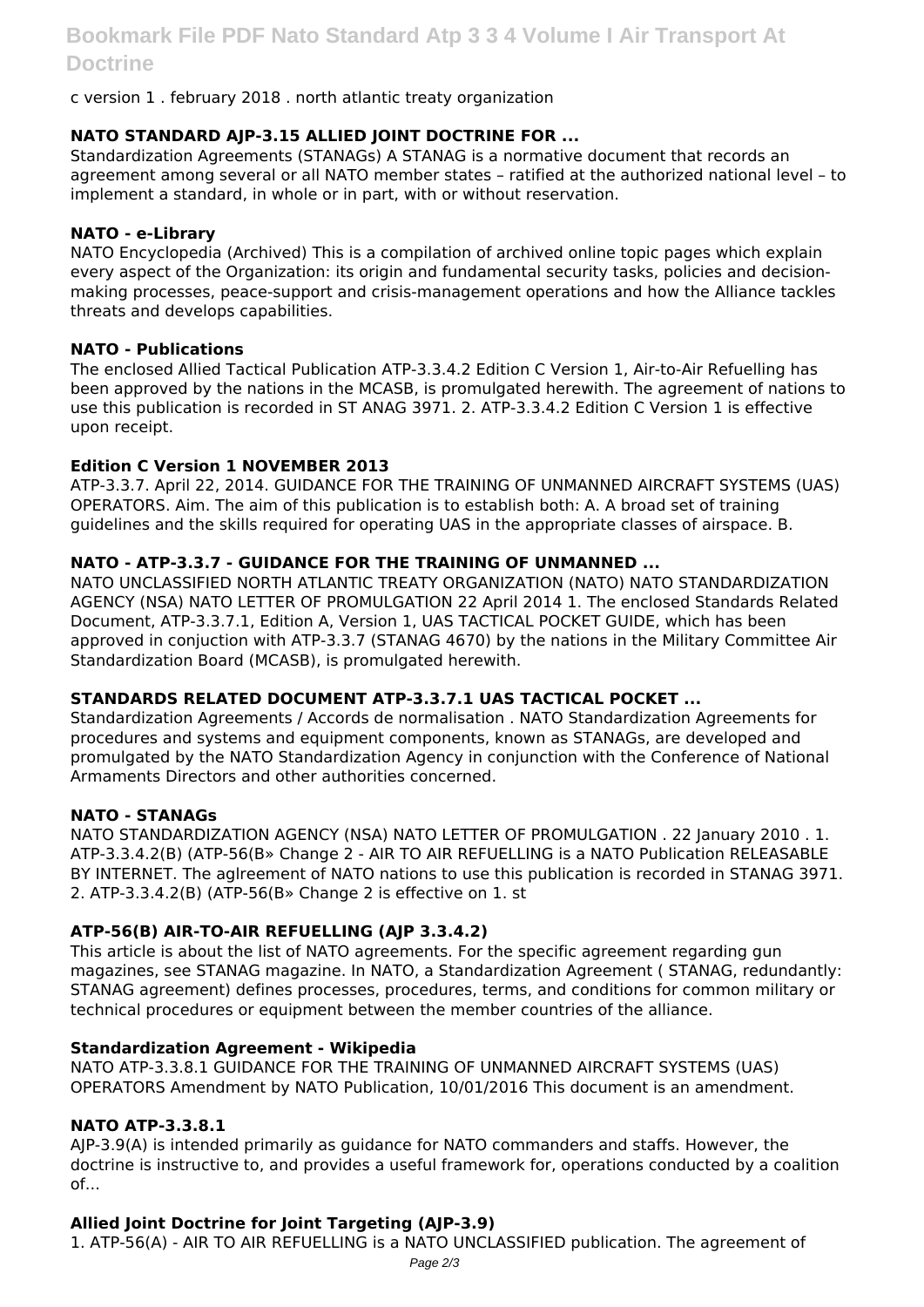c version 1 . february 2018 . north atlantic treaty organization

### NATO STANDARD AJP-3.15 ALLIED JOINT DOCTRINE FOR ...

Standardization Agreements (STANAGs) A STANAG is a normative document that records an agreement among several or all NATO member states – ratified at the authorized national level – to implement a standard, in whole or in part, with or without reservation.

### NATO - e-Library

NATO Encyclopedia (Archived) This is a compilation of archived online topic pages which explain every aspect of the Organization: its origin and fundamental security tasks, policies and decision-making processes, peace-support and crisis-management operations and how the Alliance tackles threats and develops capabilities.

### NATO - Publications

The enclosed Allied Tactical Publication ATP-3.3.4.2 Edition C Version 1, Air-to-Air Refuelling has been approved by the nations in the MCASB, is promulgated herewith. The agreement of nations to use this publication is recorded in ST ANAG 3971. 2. ATP-3.3.4.2 Edition C Version 1 is effective upon receipt.

### Edition C Version 1 NOVEMBER 2013

ATP-3.3.7. April 22, 2014. GUIDANCE FOR THE TRAINING OF UNMANNED AIRCRAFT SYSTEMS (UAS) OPERATORS. Aim. The aim of this publication is to establish both: A. A broad set of training guidelines and the skills required for operating UAS in the appropriate classes of airspace. B.

### NATO - ATP-3.3.7 - GUIDANCE FOR THE TRAINING OF UNMANNED ...

NATO UNCLASSIFIED NORTH ATLANTIC TREATY ORGANIZATION (NATO) NATO STANDARDIZATION AGENCY (NSA) NATO LETTER OF PROMULGATION 22 April 2014 1. The enclosed Standards Related Document, ATP-3.3.7.1, Edition A, Version 1, UAS TACTICAL POCKET GUIDE, which has been approved in conjuction with ATP-3.3.7 (STANAG 4670) by the nations in the Military Committee Air Standardization Board (MCASB), is promulgated herewith.

### STANDARDS RELATED DOCUMENT ATP-3.3.7.1 UAS TACTICAL POCKET ...

Standardization Agreements / Accords de normalisation . NATO Standardization Agreements for procedures and systems and equipment components, known as STANAGs, are developed and promulgated by the NATO Standardization Agency in conjunction with the Conference of National Armaments Directors and other authorities concerned.

### NATO - STANAGs

NATO STANDARDIZATION AGENCY (NSA) NATO LETTER OF PROMULGATION . 22 January 2010 . 1. ATP-3.3.4.2(B) (ATP-56(B» Change 2 - AIR TO AIR REFUELLING is a NATO Publication RELEASABLE BY INTERNET. The aglreement of NATO nations to use this publication is recorded in STANAG 3971. 2. ATP-3.3.4.2(B) (ATP-56(B» Change 2 is effective on 1. st

### ATP-56(B) AIR-TO-AIR REFUELLING (AJP 3.3.4.2)

This article is about the list of NATO agreements. For the specific agreement regarding gun magazines, see STANAG magazine. In NATO, a Standardization Agreement ( STANAG, redundantly: STANAG agreement) defines processes, procedures, terms, and conditions for common military or technical procedures or equipment between the member countries of the alliance.

### Standardization Agreement - Wikipedia

NATO ATP-3.3.8.1 GUIDANCE FOR THE TRAINING OF UNMANNED AIRCRAFT SYSTEMS (UAS) OPERATORS Amendment by NATO Publication, 10/01/2016 This document is an amendment.

### NATO ATP-3.3.8.1

AJP-3.9(A) is intended primarily as guidance for NATO commanders and staffs. However, the doctrine is instructive to, and provides a useful framework for, operations conducted by a coalition of...

### Allied Joint Doctrine for Joint Targeting (AJP-3.9)

1. ATP-56(A) - AIR TO AIR REFUELLING is a NATO UNCLASSIFIED publication. The agreement of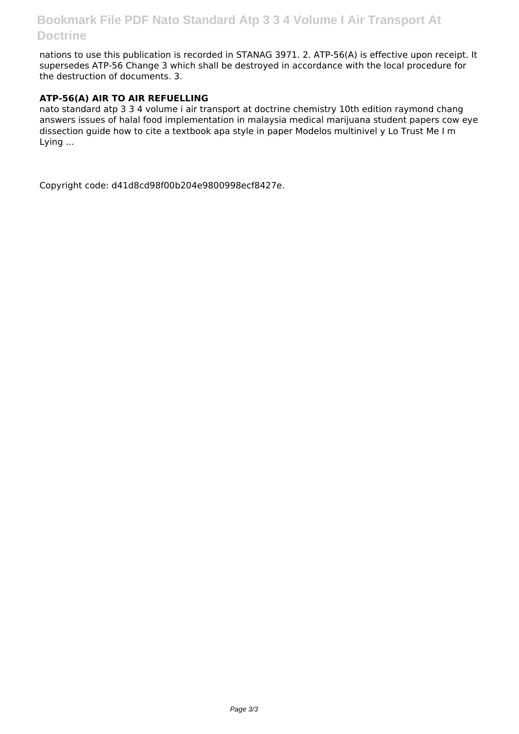nations to use this publication is recorded in STANAG 3971. 2. ATP-56(A) is effective upon receipt. It supersedes ATP-56 Change 3 which shall be destroyed in accordance with the local procedure for the destruction of documents. 3.

**ATP-56(A) AIR TO AIR REFUELLING**

nato standard atp 3 3 4 volume i air transport at doctrine chemistry 10th edition raymond chang answers issues of halal food implementation in malaysia medical marijuana student papers cow eye dissection guide how to cite a textbook apa style in paper Modelos multinivel y Lo Trust Me I m Lying ...

Copyright code: d41d8cd98f00b204e9800998ecf8427e.